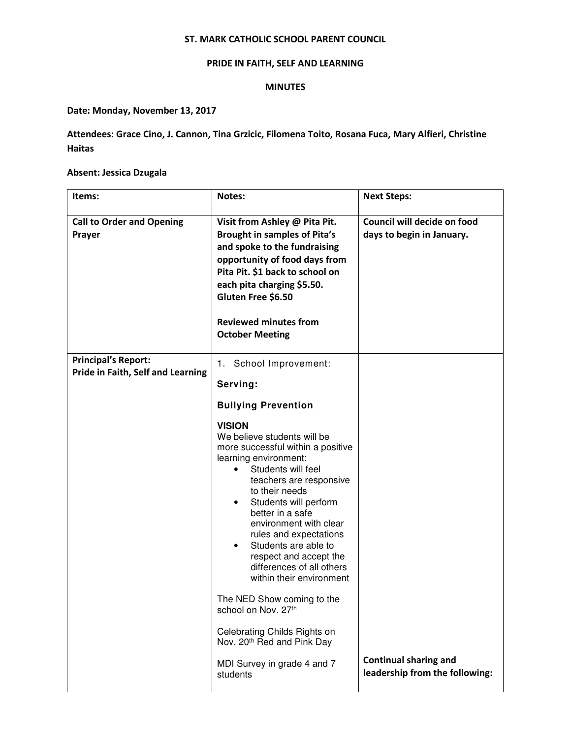**ST. MARK CATHOLIC SCHOOL PARENT COUNCIL**

**PRIDE IN FAITH, SELF AND LEARNING**

**MINUTES**

**Date: Monday, November 13, 2017**

**Attendees: Grace Cino, J. Cannon, Tina Grzicic, Filomena Toito, Rosana Fuca, Mary Alfieri, Christine Haitas**

**Absent: Jessica Dzugala**

| Items: | Notes: | Next Steps: |
|---|---|---|
| **Call to Order and Opening Prayer** | **Visit from Ashley @ Pita Pit. Brought in samples of Pita's and spoke to the fundraising opportunity of food days from Pita Pit. $1 back to school on each pita charging $5.50. Gluten Free $6.50**<br><br>**Reviewed minutes from October Meeting** | **Council will decide on food days to begin in January.** |
| **Principal's Report: Pride in Faith, Self and Learning** | 1. School Improvement:<br><br>**Serving:**<br><br>**Bullying Prevention**<br><br>**VISION**<br>We believe students will be more successful within a positive learning environment:<br>• Students will feel teachers are responsive to their needs<br>• Students will perform better in a safe environment with clear rules and expectations<br>• Students are able to respect and accept the differences of all others within their environment<br><br>The NED Show coming to the school on Nov. 27th<br><br>Celebrating Childs Rights on Nov. 20th Red and Pink Day<br><br>MDI Survey in grade 4 and 7 students | **Continual sharing and leadership from the following:** |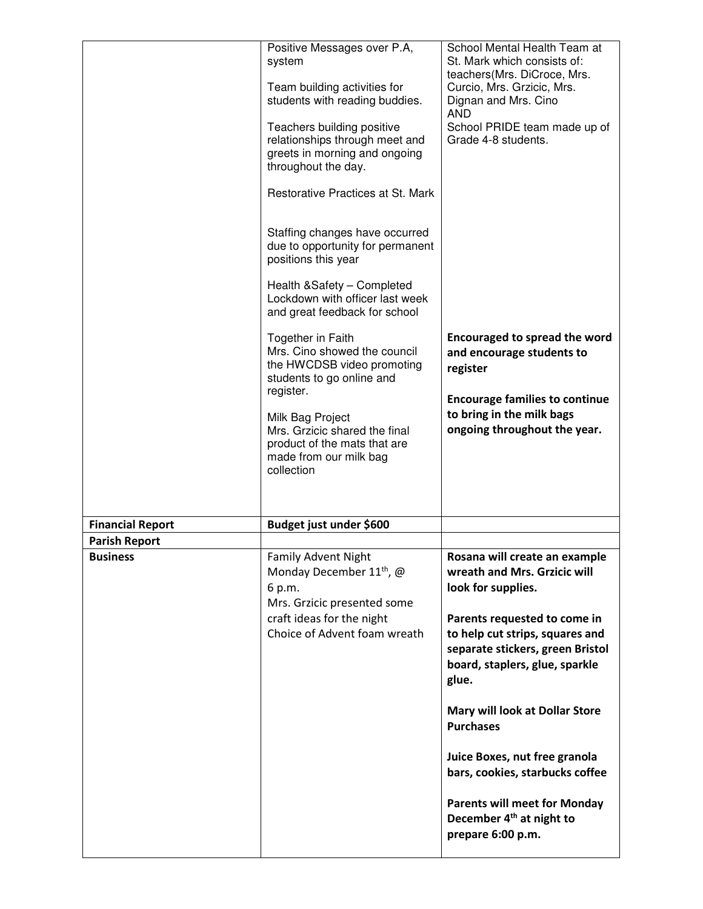| | | |
|---|---|---|
| | Positive Messages over P.A, system<br><br>Team building activities for students with reading buddies.<br><br>Teachers building positive relationships through meet and greets in morning and ongoing throughout the day.<br><br>Restorative Practices at St. Mark<br><br>Staffing changes have occurred due to opportunity for permanent positions this year<br><br>Health &Safety – Completed Lockdown with officer last week and great feedback for school<br><br>Together in Faith<br>Mrs. Cino showed the council the HWCDSB video promoting students to go online and register.<br><br>Milk Bag Project<br>Mrs. Grzicic shared the final product of the mats that are made from our milk bag collection | School Mental Health Team at St. Mark which consists of: teachers(Mrs. DiCroce, Mrs. Curcio, Mrs. Grzicic, Mrs. Dignan and Mrs. Cino<br>AND<br>School PRIDE team made up of Grade 4-8 students.<br><br>**Encouraged to spread the word and encourage students to register**<br><br>**Encourage families to continue to bring in the milk bags ongoing throughout the year.** |
| **Financial Report** | **Budget just under $600** | |
| **Parish Report** | | |
| **Business** | Family Advent Night<br>Monday December 11th, @ 6 p.m.<br>Mrs. Grzicic presented some craft ideas for the night<br>Choice of Advent foam wreath | **Rosana will create an example wreath and Mrs. Grzicic will look for supplies.**<br><br>**Parents requested to come in to help cut strips, squares and separate stickers, green Bristol board, staplers, glue, sparkle glue.**<br><br>**Mary will look at Dollar Store Purchases**<br><br>**Juice Boxes, nut free granola bars, cookies, starbucks coffee**<br><br>**Parents will meet for Monday December 4th at night to prepare 6:00 p.m.** |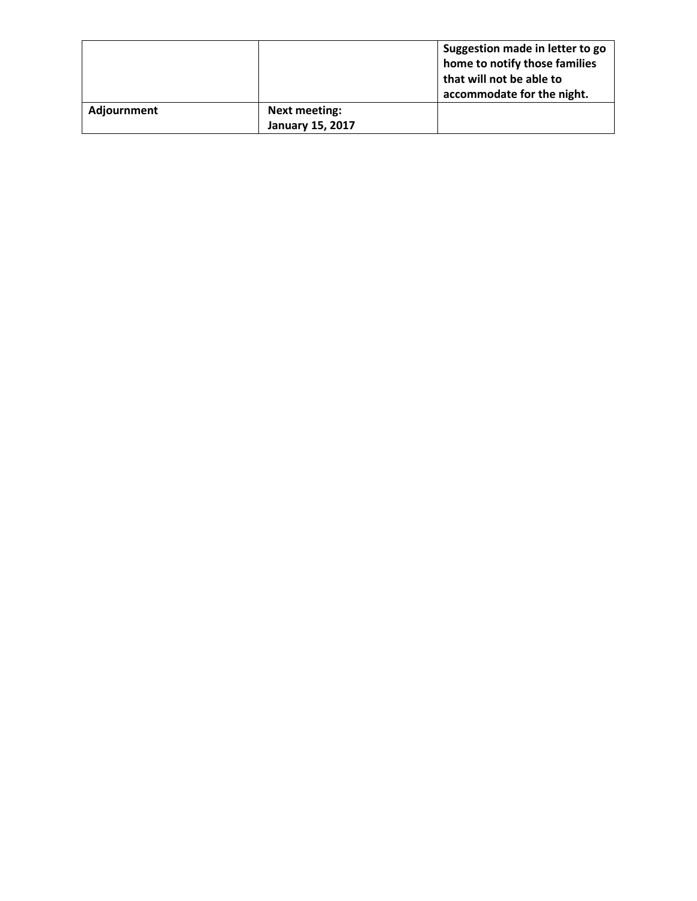| | | |
|---|---|---|
| | | **Suggestion made in letter to go home to notify those families that will not be able to accommodate for the night.** |
| **Adjournment** | **Next meeting: January 15, 2017** | |